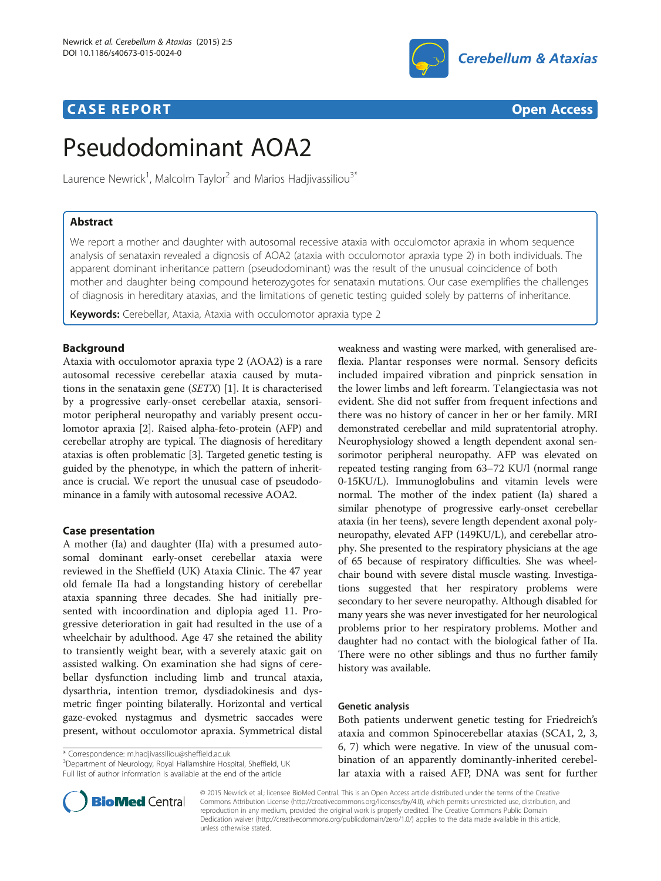CASE REPORT

Open Access

# Pseudodominant AOA2

Laurence Newrick[1], Malcolm Taylor[2] and Marios Hadjivassiliou[3*]

## Abstract

We report a mother and daughter with autosomal recessive ataxia with occulomotor apraxia in whom sequence analysis of senataxin revealed a dignosis of AOA2 (ataxia with occulomotor apraxia type 2) in both individuals. The apparent dominant inheritance pattern (pseudodominant) was the result of the unusual coincidence of both mother and daughter being compound heterozygotes for senataxin mutations. Our case exemplifies the challenges of diagnosis in hereditary ataxias, and the limitations of genetic testing guided solely by patterns of inheritance.

**Keywords:** Cerebellar, Ataxia, Ataxia with occulomotor apraxia type 2

## Background

Ataxia with occulomotor apraxia type 2 (AOA2) is a rare autosomal recessive cerebellar ataxia caused by mutations in the senataxin gene (*SETX*) [1]. It is characterised by a progressive early-onset cerebellar ataxia, sensorimotor peripheral neuropathy and variably present occulomotor apraxia [2]. Raised alpha-feto-protein (AFP) and cerebellar atrophy are typical. The diagnosis of hereditary ataxias is often problematic [3]. Targeted genetic testing is guided by the phenotype, in which the pattern of inheritance is crucial. We report the unusual case of pseudodominance in a family with autosomal recessive AOA2.

## Case presentation

A mother (Ia) and daughter (IIa) with a presumed autosomal dominant early-onset cerebellar ataxia were reviewed in the Sheffield (UK) Ataxia Clinic. The 47 year old female IIa had a longstanding history of cerebellar ataxia spanning three decades. She had initially presented with incoordination and diplopia aged 11. Progressive deterioration in gait had resulted in the use of a wheelchair by adulthood. Age 47 she retained the ability to transiently weight bear, with a severely ataxic gait on assisted walking. On examination she had signs of cerebellar dysfunction including limb and truncal ataxia, dysarthria, intention tremor, dysdiadokinesis and dysmetric finger pointing bilaterally. Horizontal and vertical gaze-evoked nystagmus and dysmetric saccades were present, without occulomotor apraxia. Symmetrical distal weakness and wasting were marked, with generalised areflexia. Plantar responses were normal. Sensory deficits included impaired vibration and pinprick sensation in the lower limbs and left forearm. Telangiectasia was not evident. She did not suffer from frequent infections and there was no history of cancer in her or her family. MRI demonstrated cerebellar and mild supratentorial atrophy. Neurophysiology showed a length dependent axonal sensorimotor peripheral neuropathy. AFP was elevated on repeated testing ranging from 63–72 KU/l (normal range 0-15KU/L). Immunoglobulins and vitamin levels were normal. The mother of the index patient (Ia) shared a similar phenotype of progressive early-onset cerebellar ataxia (in her teens), severe length dependent axonal polyneuropathy, elevated AFP (149KU/L), and cerebellar atrophy. She presented to the respiratory physicians at the age of 65 because of respiratory difficulties. She was wheelchair bound with severe distal muscle wasting. Investigations suggested that her respiratory problems were secondary to her severe neuropathy. Although disabled for many years she was never investigated for her neurological problems prior to her respiratory problems. Mother and daughter had no contact with the biological father of IIa. There were no other siblings and thus no further family history was available.

## Genetic analysis

Both patients underwent genetic testing for Friedreich's ataxia and common Spinocerebellar ataxias (SCA1, 2, 3, 6, 7) which were negative. In view of the unusual combination of an apparently dominantly-inherited cerebellar ataxia with a raised AFP, DNA was sent for further

* Correspondence: m.hadjivassiliou@sheffield.ac.uk
[3]Department of Neurology, Royal Hallamshire Hospital, Sheffield, UK
Full list of author information is available at the end of the article

© 2015 Newrick et al.; licensee BioMed Central. This is an Open Access article distributed under the terms of the Creative Commons Attribution License (http://creativecommons.org/licenses/by/4.0), which permits unrestricted use, distribution, and reproduction in any medium, provided the original work is properly credited. The Creative Commons Public Domain Dedication waiver (http://creativecommons.org/publicdomain/zero/1.0/) applies to the data made available in this article, unless otherwise stated.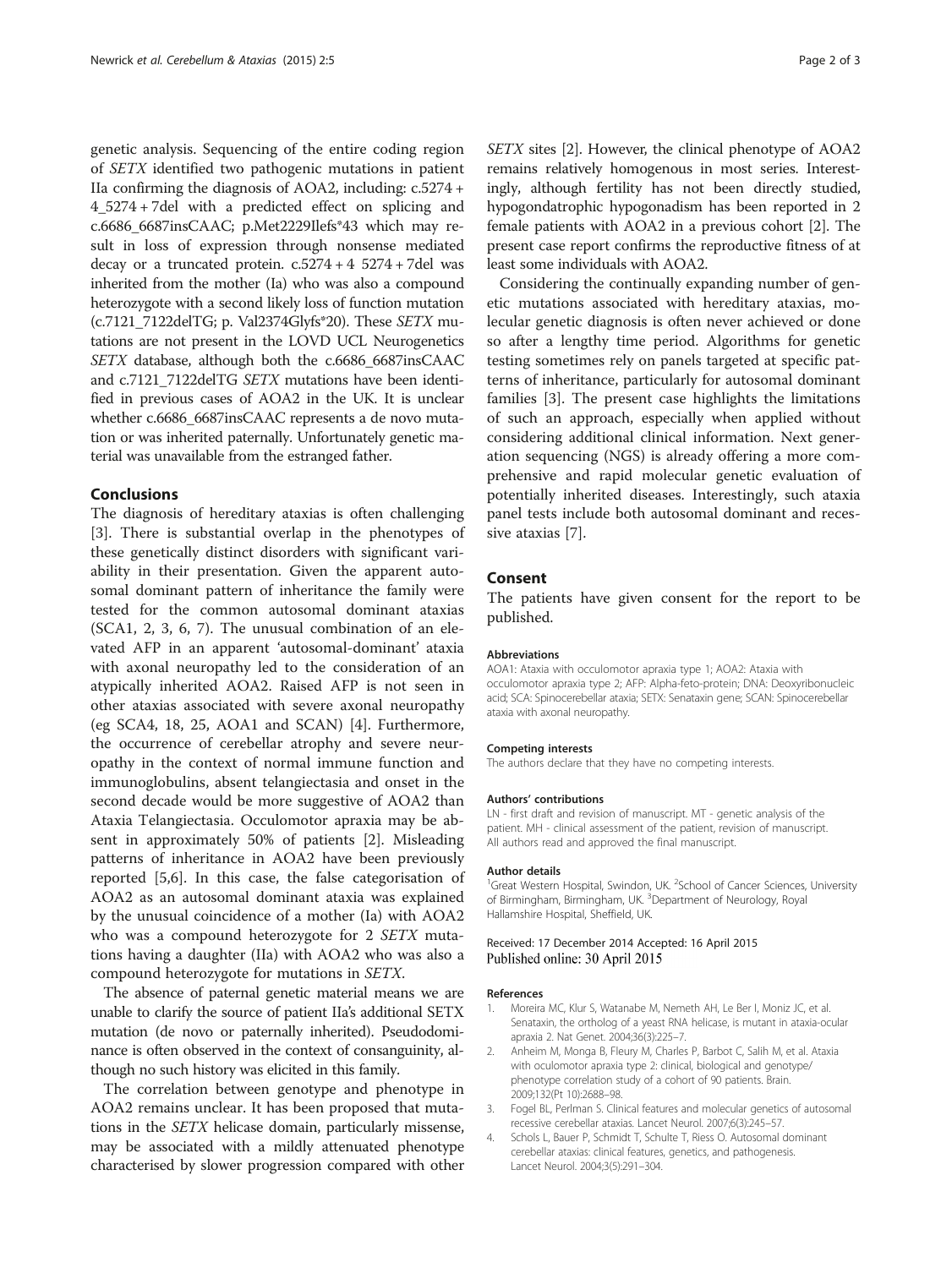genetic analysis. Sequencing of the entire coding region of *SETX* identified two pathogenic mutations in patient IIa confirming the diagnosis of AOA2, including: c.5274 + 4_5274 + 7del with a predicted effect on splicing and c.6686_6687insCAAC; p.Met2229Ilefs*43 which may result in loss of expression through nonsense mediated decay or a truncated protein. c.5274 + 4 5274 + 7del was inherited from the mother (Ia) who was also a compound heterozygote with a second likely loss of function mutation (c.7121_7122delTG; p. Val2374Glyfs*20). These *SETX* mutations are not present in the LOVD UCL Neurogenetics *SETX* database, although both the c.6686_6687insCAAC and c.7121_7122delTG *SETX* mutations have been identified in previous cases of AOA2 in the UK. It is unclear whether c.6686_6687insCAAC represents a de novo mutation or was inherited paternally. Unfortunately genetic material was unavailable from the estranged father.

## Conclusions

The diagnosis of hereditary ataxias is often challenging [3]. There is substantial overlap in the phenotypes of these genetically distinct disorders with significant variability in their presentation. Given the apparent autosomal dominant pattern of inheritance the family were tested for the common autosomal dominant ataxias (SCA1, 2, 3, 6, 7). The unusual combination of an elevated AFP in an apparent 'autosomal-dominant' ataxia with axonal neuropathy led to the consideration of an atypically inherited AOA2. Raised AFP is not seen in other ataxias associated with severe axonal neuropathy (eg SCA4, 18, 25, AOA1 and SCAN) [4]. Furthermore, the occurrence of cerebellar atrophy and severe neuropathy in the context of normal immune function and immunoglobulins, absent telangiectasia and onset in the second decade would be more suggestive of AOA2 than Ataxia Telangiectasia. Occulomotor apraxia may be absent in approximately 50% of patients [2]. Misleading patterns of inheritance in AOA2 have been previously reported [5,6]. In this case, the false categorisation of AOA2 as an autosomal dominant ataxia was explained by the unusual coincidence of a mother (Ia) with AOA2 who was a compound heterozygote for 2 *SETX* mutations having a daughter (IIa) with AOA2 who was also a compound heterozygote for mutations in *SETX*.

The absence of paternal genetic material means we are unable to clarify the source of patient IIa's additional SETX mutation (de novo or paternally inherited). Pseudodominance is often observed in the context of consanguinity, although no such history was elicited in this family.

The correlation between genotype and phenotype in AOA2 remains unclear. It has been proposed that mutations in the *SETX* helicase domain, particularly missense, may be associated with a mildly attenuated phenotype characterised by slower progression compared with other *SETX* sites [2]. However, the clinical phenotype of AOA2 remains relatively homogenous in most series. Interestingly, although fertility has not been directly studied, hypogondatrophic hypogonadism has been reported in 2 female patients with AOA2 in a previous cohort [2]. The present case report confirms the reproductive fitness of at least some individuals with AOA2.

Considering the continually expanding number of genetic mutations associated with hereditary ataxias, molecular genetic diagnosis is often never achieved or done so after a lengthy time period. Algorithms for genetic testing sometimes rely on panels targeted at specific patterns of inheritance, particularly for autosomal dominant families [3]. The present case highlights the limitations of such an approach, especially when applied without considering additional clinical information. Next generation sequencing (NGS) is already offering a more comprehensive and rapid molecular genetic evaluation of potentially inherited diseases. Interestingly, such ataxia panel tests include both autosomal dominant and recessive ataxias [7].

## Consent

The patients have given consent for the report to be published.

#### Abbreviations

AOA1: Ataxia with occulomotor apraxia type 1; AOA2: Ataxia with occulomotor apraxia type 2; AFP: Alpha-feto-protein; DNA: Deoxyribonucleic acid; SCA: Spinocerebellar ataxia; SETX: Senataxin gene; SCAN: Spinocerebellar ataxia with axonal neuropathy.

#### Competing interests

The authors declare that they have no competing interests.

#### Authors' contributions

LN - first draft and revision of manuscript. MT - genetic analysis of the patient. MH - clinical assessment of the patient, revision of manuscript. All authors read and approved the final manuscript.

#### Author details

[1]Great Western Hospital, Swindon, UK. [2]School of Cancer Sciences, University of Birmingham, Birmingham, UK. [3]Department of Neurology, Royal Hallamshire Hospital, Sheffield, UK.

Received: 17 December 2014 Accepted: 16 April 2015
Published online: 30 April 2015

#### References

1. Moreira MC, Klur S, Watanabe M, Nemeth AH, Le Ber I, Moniz JC, et al. Senataxin, the ortholog of a yeast RNA helicase, is mutant in ataxia-ocular apraxia 2. Nat Genet. 2004;36(3):225–7.
2. Anheim M, Monga B, Fleury M, Charles P, Barbot C, Salih M, et al. Ataxia with oculomotor apraxia type 2: clinical, biological and genotype/phenotype correlation study of a cohort of 90 patients. Brain. 2009;132(Pt 10):2688–98.
3. Fogel BL, Perlman S. Clinical features and molecular genetics of autosomal recessive cerebellar ataxias. Lancet Neurol. 2007;6(3):245–57.
4. Schols L, Bauer P, Schmidt T, Schulte T, Riess O. Autosomal dominant cerebellar ataxias: clinical features, genetics, and pathogenesis. Lancet Neurol. 2004;3(5):291–304.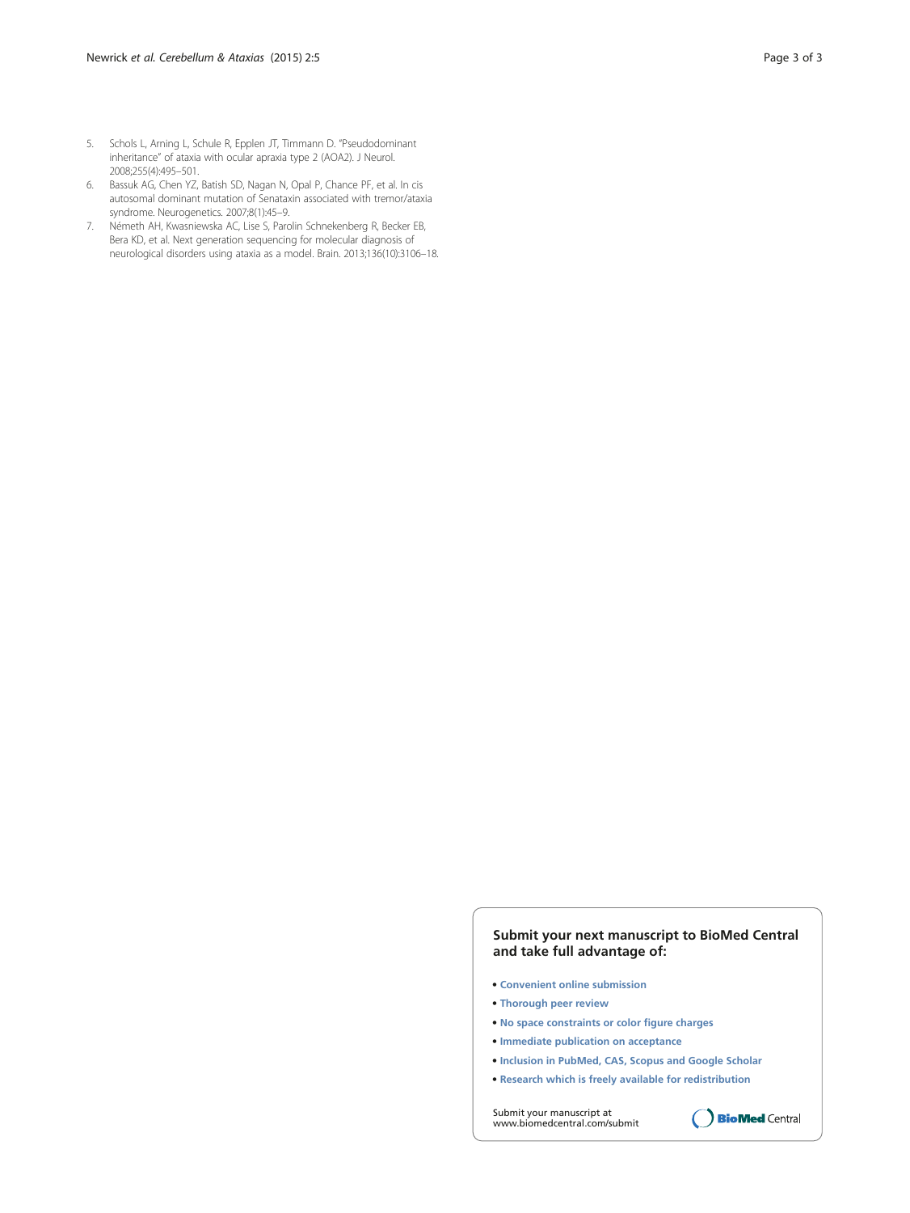5. Schols L, Arning L, Schule R, Epplen JT, Timmann D. "Pseudodominant inheritance" of ataxia with ocular apraxia type 2 (AOA2). J Neurol. 2008;255(4):495–501.
6. Bassuk AG, Chen YZ, Batish SD, Nagan N, Opal P, Chance PF, et al. In cis autosomal dominant mutation of Senataxin associated with tremor/ataxia syndrome. Neurogenetics. 2007;8(1):45–9.
7. Németh AH, Kwasniewska AC, Lise S, Parolin Schnekenberg R, Becker EB, Bera KD, et al. Next generation sequencing for molecular diagnosis of neurological disorders using ataxia as a model. Brain. 2013;136(10):3106–18.

**Submit your next manuscript to BioMed Central and take full advantage of:**

- **Convenient online submission**
- **Thorough peer review**
- **No space constraints or color figure charges**
- **Immediate publication on acceptance**
- **Inclusion in PubMed, CAS, Scopus and Google Scholar**
- **Research which is freely available for redistribution**

Submit your manuscript at www.biomedcentral.com/submit

BioMed Central